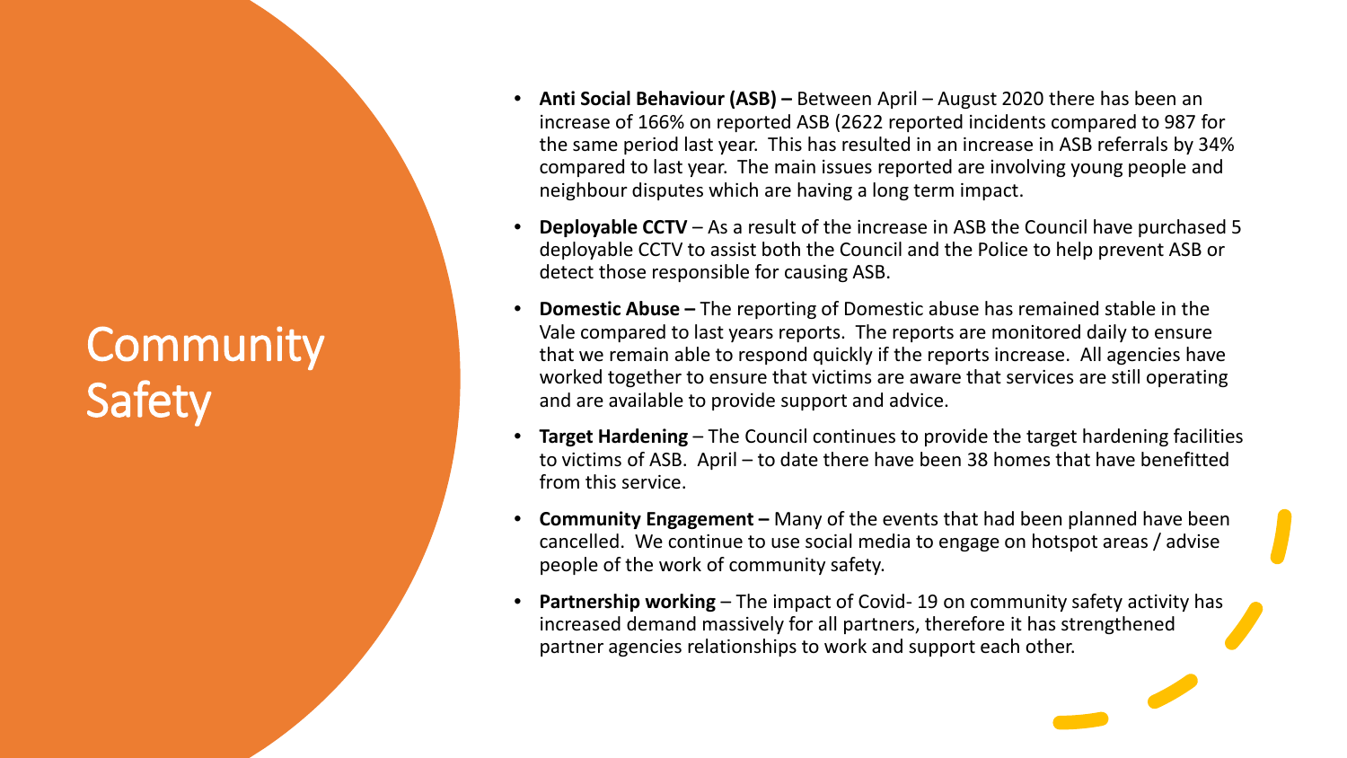# Community Safety

- **Anti Social Behaviour (ASB) –** Between April – August 2020 there has been an increase of 166% on reported ASB (2622 reported incidents compared to 987 for the same period last year. This has resulted in an increase in ASB referrals by 34% compared to last year. The main issues reported are involving young people and neighbour disputes which are having a long term impact.
- **Deployable CCTV** – As a result of the increase in ASB the Council have purchased 5 deployable CCTV to assist both the Council and the Police to help prevent ASB or detect those responsible for causing ASB.
- **Domestic Abuse –** The reporting of Domestic abuse has remained stable in the Vale compared to last years reports. The reports are monitored daily to ensure that we remain able to respond quickly if the reports increase. All agencies have worked together to ensure that victims are aware that services are still operating and are available to provide support and advice.
- **Target Hardening** – The Council continues to provide the target hardening facilities to victims of ASB. April – to date there have been 38 homes that have benefitted from this service.
- **Community Engagement –** Many of the events that had been planned have been cancelled. We continue to use social media to engage on hotspot areas / advise people of the work of community safety.
- **Partnership working** – The impact of Covid- 19 on community safety activity has increased demand massively for all partners, therefore it has strengthened partner agencies relationships to work and support each other.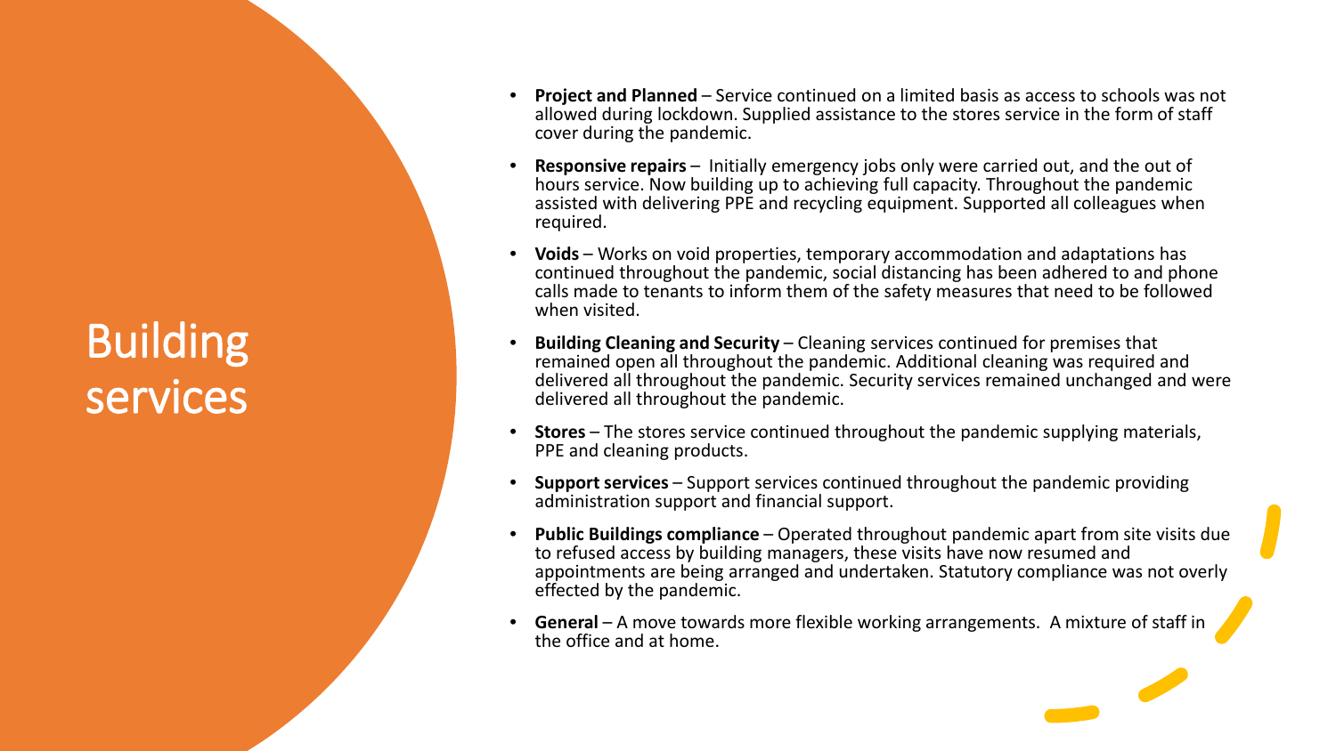# Building services

- **Project and Planned** – Service continued on a limited basis as access to schools was not allowed during lockdown. Supplied assistance to the stores service in the form of staff cover during the pandemic.
- **Responsive repairs** – Initially emergency jobs only were carried out, and the out of hours service. Now building up to achieving full capacity. Throughout the pandemic assisted with delivering PPE and recycling equipment. Supported all colleagues when required.
- **Voids** – Works on void properties, temporary accommodation and adaptations has continued throughout the pandemic, social distancing has been adhered to and phone calls made to tenants to inform them of the safety measures that need to be followed when visited.
- **Building Cleaning and Security** – Cleaning services continued for premises that remained open all throughout the pandemic. Additional cleaning was required and delivered all throughout the pandemic. Security services remained unchanged and were delivered all throughout the pandemic.
- **Stores** – The stores service continued throughout the pandemic supplying materials, PPE and cleaning products.
- **Support services** – Support services continued throughout the pandemic providing administration support and financial support.
- **Public Buildings compliance** – Operated throughout pandemic apart from site visits due to refused access by building managers, these visits have now resumed and appointments are being arranged and undertaken. Statutory compliance was not overly effected by the pandemic.
- **General** – A move towards more flexible working arrangements. A mixture of staff in the office and at home.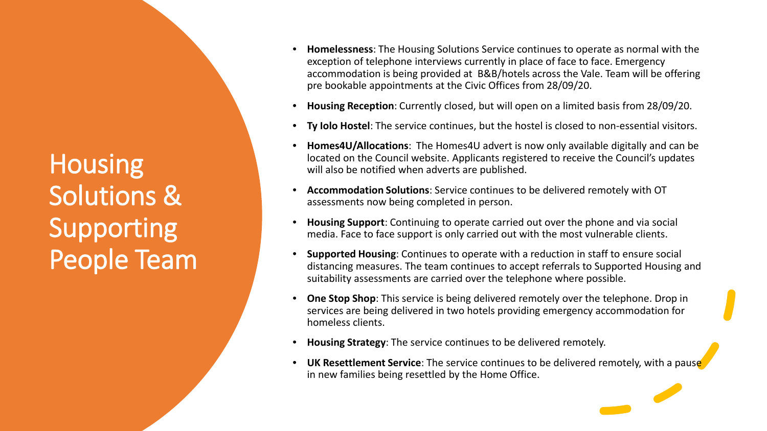# Housing Solutions & Supporting People Team

- **Homelessness**: The Housing Solutions Service continues to operate as normal with the exception of telephone interviews currently in place of face to face. Emergency accommodation is being provided at B&B/hotels across the Vale. Team will be offering pre bookable appointments at the Civic Offices from 28/09/20.
- **Housing Reception**: Currently closed, but will open on a limited basis from 28/09/20.
- **Ty Iolo Hostel**: The service continues, but the hostel is closed to non-essential visitors.
- **Homes4U/Allocations**: The Homes4U advert is now only available digitally and can be located on the Council website. Applicants registered to receive the Council's updates will also be notified when adverts are published.
- **Accommodation Solutions**: Service continues to be delivered remotely with OT assessments now being completed in person.
- **Housing Support**: Continuing to operate carried out over the phone and via social media. Face to face support is only carried out with the most vulnerable clients.
- **Supported Housing**: Continues to operate with a reduction in staff to ensure social distancing measures. The team continues to accept referrals to Supported Housing and suitability assessments are carried over the telephone where possible.
- **One Stop Shop**: This service is being delivered remotely over the telephone. Drop in services are being delivered in two hotels providing emergency accommodation for homeless clients.
- **Housing Strategy**: The service continues to be delivered remotely.
- **UK Resettlement Service**: The service continues to be delivered remotely, with a pause in new families being resettled by the Home Office.